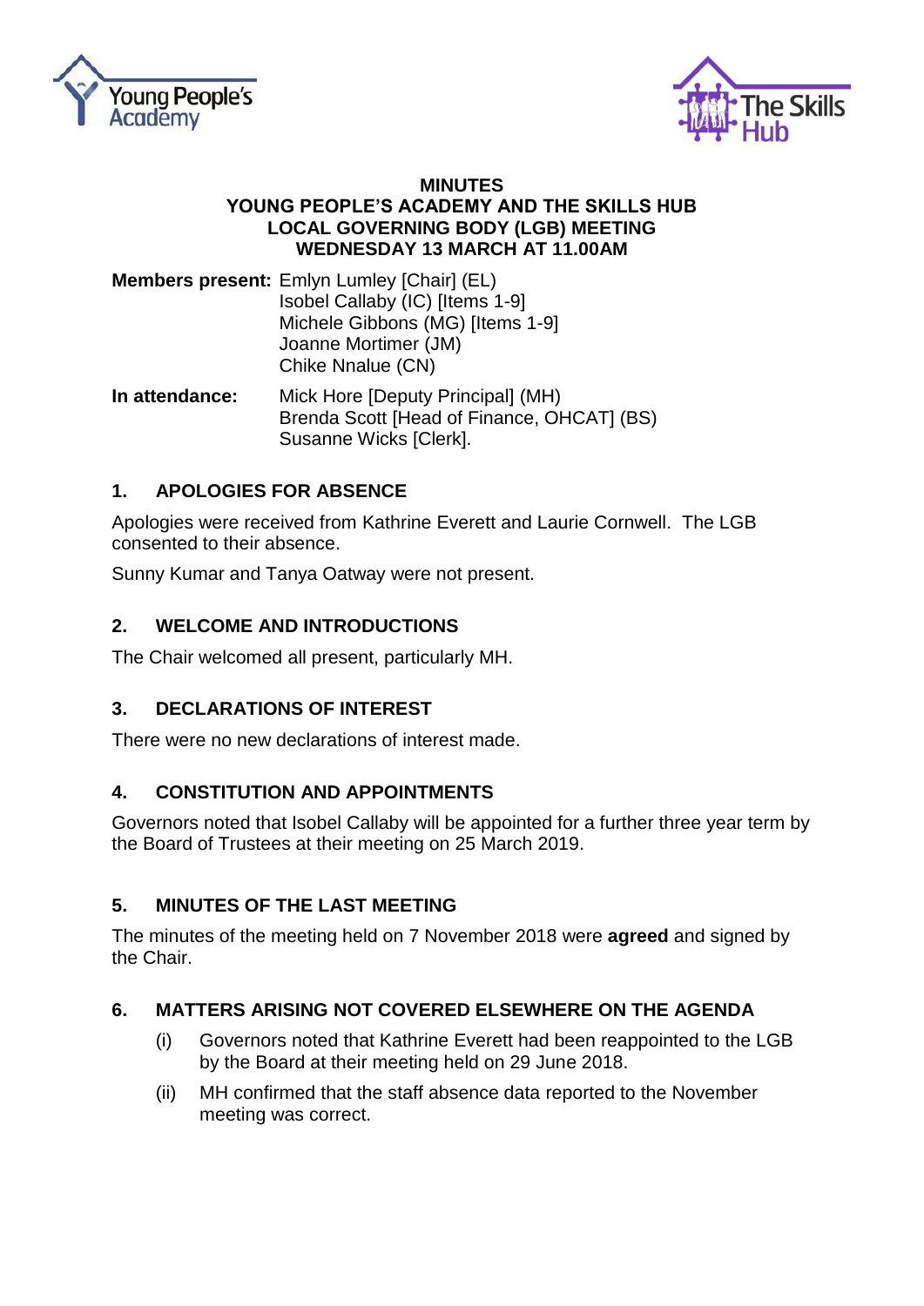# MINUTES
## YOUNG PEOPLE'S ACADEMY AND THE SKILLS HUB
## LOCAL GOVERNING BODY (LGB) MEETING
## WEDNESDAY 13 MARCH AT 11.00AM

**Members present:** Emlyn Lumley [Chair] (EL)
Isobel Callaby (IC) [Items 1-9]
Michele Gibbons (MG) [Items 1-9]
Joanne Mortimer (JM)
Chike Nnalue (CN)

**In attendance:** Mick Hore [Deputy Principal] (MH)
Brenda Scott [Head of Finance, OHCAT] (BS)
Susanne Wicks [Clerk].

### 1. APOLOGIES FOR ABSENCE

Apologies were received from Kathrine Everett and Laurie Cornwell. The LGB consented to their absence.

Sunny Kumar and Tanya Oatway were not present.

### 2. WELCOME AND INTRODUCTIONS

The Chair welcomed all present, particularly MH.

### 3. DECLARATIONS OF INTEREST

There were no new declarations of interest made.

### 4. CONSTITUTION AND APPOINTMENTS

Governors noted that Isobel Callaby will be appointed for a further three year term by the Board of Trustees at their meeting on 25 March 2019.

### 5. MINUTES OF THE LAST MEETING

The minutes of the meeting held on 7 November 2018 were **agreed** and signed by the Chair.

### 6. MATTERS ARISING NOT COVERED ELSEWHERE ON THE AGENDA

(i) Governors noted that Kathrine Everett had been reappointed to the LGB by the Board at their meeting held on 29 June 2018.

(ii) MH confirmed that the staff absence data reported to the November meeting was correct.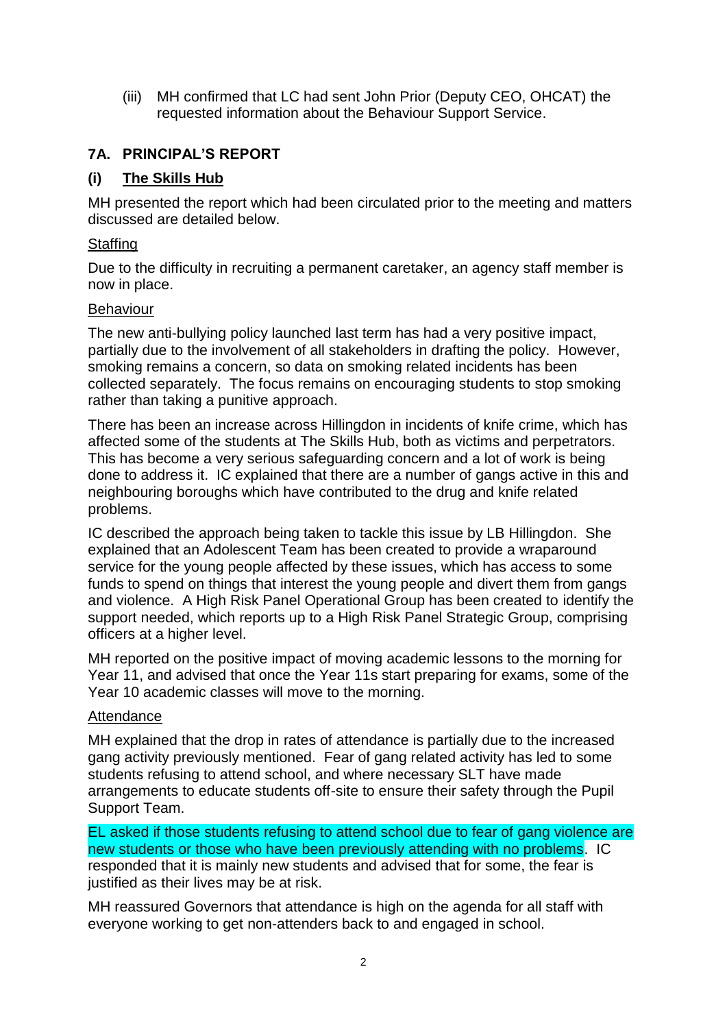(iii) MH confirmed that LC had sent John Prior (Deputy CEO, OHCAT) the requested information about the Behaviour Support Service.

## 7A. PRINCIPAL'S REPORT

### (i) The Skills Hub

MH presented the report which had been circulated prior to the meeting and matters discussed are detailed below.

Staffing

Due to the difficulty in recruiting a permanent caretaker, an agency staff member is now in place.

Behaviour

The new anti-bullying policy launched last term has had a very positive impact, partially due to the involvement of all stakeholders in drafting the policy. However, smoking remains a concern, so data on smoking related incidents has been collected separately. The focus remains on encouraging students to stop smoking rather than taking a punitive approach.

There has been an increase across Hillingdon in incidents of knife crime, which has affected some of the students at The Skills Hub, both as victims and perpetrators. This has become a very serious safeguarding concern and a lot of work is being done to address it. IC explained that there are a number of gangs active in this and neighbouring boroughs which have contributed to the drug and knife related problems.

IC described the approach being taken to tackle this issue by LB Hillingdon. She explained that an Adolescent Team has been created to provide a wraparound service for the young people affected by these issues, which has access to some funds to spend on things that interest the young people and divert them from gangs and violence. A High Risk Panel Operational Group has been created to identify the support needed, which reports up to a High Risk Panel Strategic Group, comprising officers at a higher level.

MH reported on the positive impact of moving academic lessons to the morning for Year 11, and advised that once the Year 11s start preparing for exams, some of the Year 10 academic classes will move to the morning.

Attendance

MH explained that the drop in rates of attendance is partially due to the increased gang activity previously mentioned. Fear of gang related activity has led to some students refusing to attend school, and where necessary SLT have made arrangements to educate students off-site to ensure their safety through the Pupil Support Team.

EL asked if those students refusing to attend school due to fear of gang violence are new students or those who have been previously attending with no problems. IC responded that it is mainly new students and advised that for some, the fear is justified as their lives may be at risk.

MH reassured Governors that attendance is high on the agenda for all staff with everyone working to get non-attenders back to and engaged in school.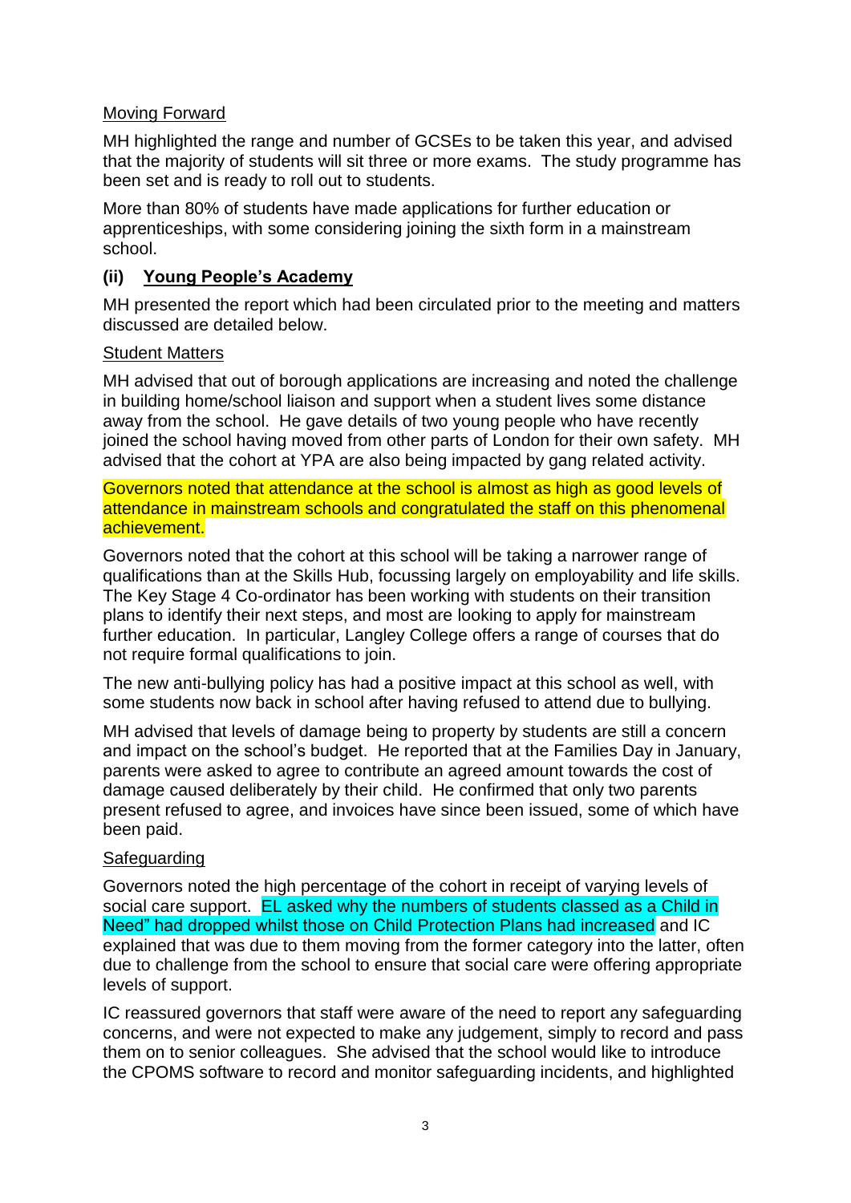Moving Forward

MH highlighted the range and number of GCSEs to be taken this year, and advised that the majority of students will sit three or more exams. The study programme has been set and is ready to roll out to students.

More than 80% of students have made applications for further education or apprenticeships, with some considering joining the sixth form in a mainstream school.

### (ii) Young People's Academy

MH presented the report which had been circulated prior to the meeting and matters discussed are detailed below.

Student Matters

MH advised that out of borough applications are increasing and noted the challenge in building home/school liaison and support when a student lives some distance away from the school. He gave details of two young people who have recently joined the school having moved from other parts of London for their own safety. MH advised that the cohort at YPA are also being impacted by gang related activity.

Governors noted that attendance at the school is almost as high as good levels of attendance in mainstream schools and congratulated the staff on this phenomenal achievement.

Governors noted that the cohort at this school will be taking a narrower range of qualifications than at the Skills Hub, focussing largely on employability and life skills. The Key Stage 4 Co-ordinator has been working with students on their transition plans to identify their next steps, and most are looking to apply for mainstream further education. In particular, Langley College offers a range of courses that do not require formal qualifications to join.

The new anti-bullying policy has had a positive impact at this school as well, with some students now back in school after having refused to attend due to bullying.

MH advised that levels of damage being to property by students are still a concern and impact on the school's budget. He reported that at the Families Day in January, parents were asked to agree to contribute an agreed amount towards the cost of damage caused deliberately by their child. He confirmed that only two parents present refused to agree, and invoices have since been issued, some of which have been paid.

Safeguarding

Governors noted the high percentage of the cohort in receipt of varying levels of social care support. EL asked why the numbers of students classed as a Child in Need" had dropped whilst those on Child Protection Plans had increased and IC explained that was due to them moving from the former category into the latter, often due to challenge from the school to ensure that social care were offering appropriate levels of support.

IC reassured governors that staff were aware of the need to report any safeguarding concerns, and were not expected to make any judgement, simply to record and pass them on to senior colleagues. She advised that the school would like to introduce the CPOMS software to record and monitor safeguarding incidents, and highlighted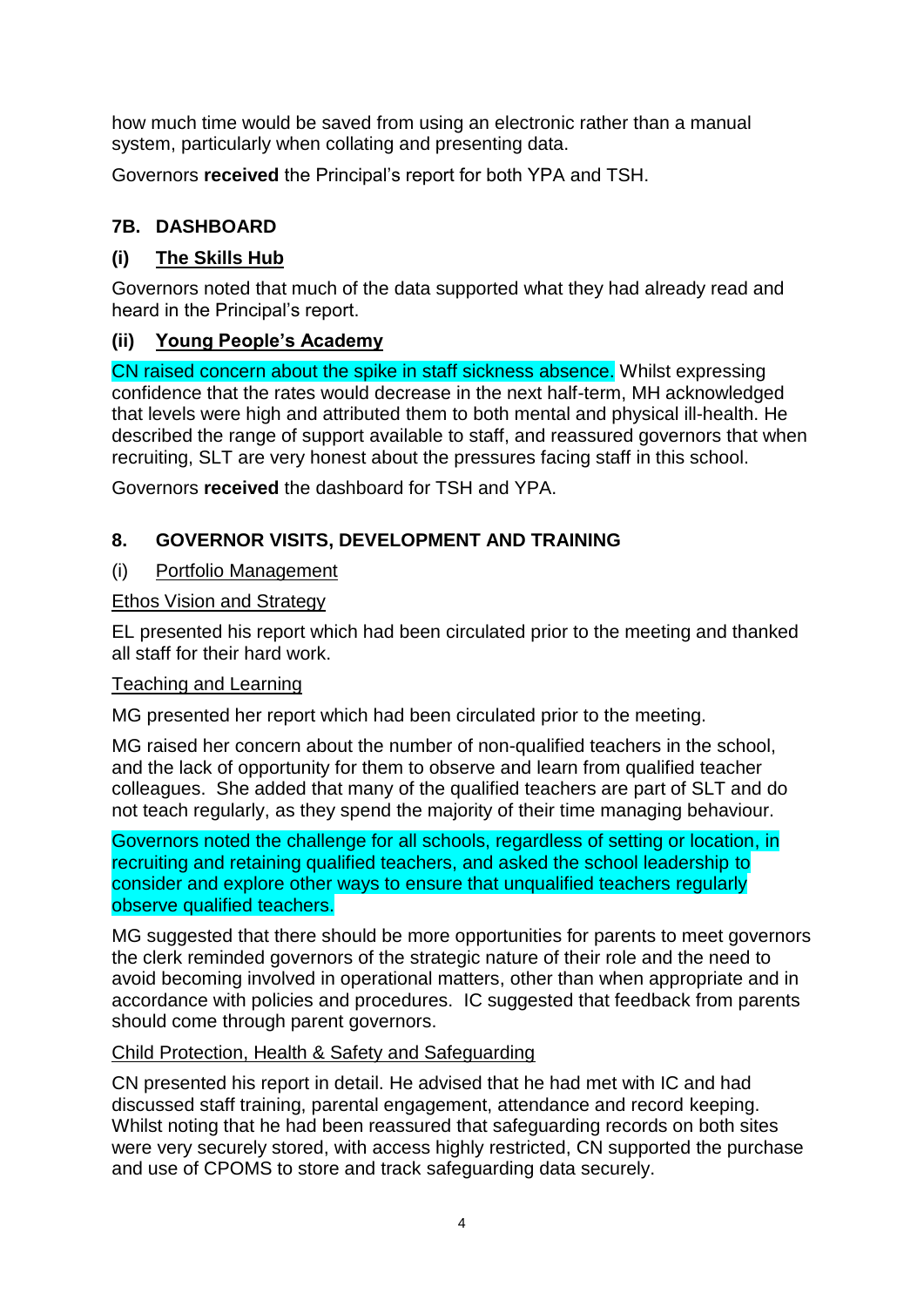how much time would be saved from using an electronic rather than a manual system, particularly when collating and presenting data.

Governors **received** the Principal's report for both YPA and TSH.

## 7B. DASHBOARD

### (i) The Skills Hub

Governors noted that much of the data supported what they had already read and heard in the Principal's report.

### (ii) Young People's Academy

CN raised concern about the spike in staff sickness absence. Whilst expressing confidence that the rates would decrease in the next half-term, MH acknowledged that levels were high and attributed them to both mental and physical ill-health. He described the range of support available to staff, and reassured governors that when recruiting, SLT are very honest about the pressures facing staff in this school.

Governors **received** the dashboard for TSH and YPA.

## 8. GOVERNOR VISITS, DEVELOPMENT AND TRAINING

(i) Portfolio Management

Ethos Vision and Strategy

EL presented his report which had been circulated prior to the meeting and thanked all staff for their hard work.

Teaching and Learning

MG presented her report which had been circulated prior to the meeting.

MG raised her concern about the number of non-qualified teachers in the school, and the lack of opportunity for them to observe and learn from qualified teacher colleagues. She added that many of the qualified teachers are part of SLT and do not teach regularly, as they spend the majority of their time managing behaviour.

Governors noted the challenge for all schools, regardless of setting or location, in recruiting and retaining qualified teachers, and asked the school leadership to consider and explore other ways to ensure that unqualified teachers regularly observe qualified teachers.

MG suggested that there should be more opportunities for parents to meet governors the clerk reminded governors of the strategic nature of their role and the need to avoid becoming involved in operational matters, other than when appropriate and in accordance with policies and procedures. IC suggested that feedback from parents should come through parent governors.

Child Protection, Health & Safety and Safeguarding

CN presented his report in detail. He advised that he had met with IC and had discussed staff training, parental engagement, attendance and record keeping. Whilst noting that he had been reassured that safeguarding records on both sites were very securely stored, with access highly restricted, CN supported the purchase and use of CPOMS to store and track safeguarding data securely.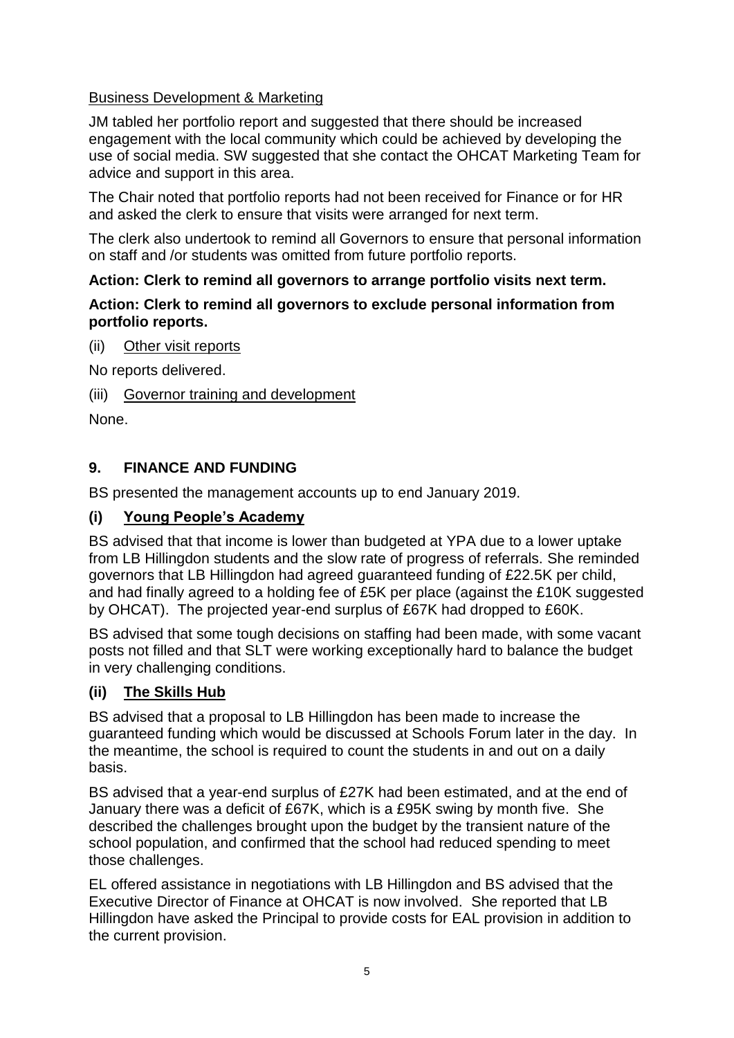Business Development & Marketing

JM tabled her portfolio report and suggested that there should be increased engagement with the local community which could be achieved by developing the use of social media. SW suggested that she contact the OHCAT Marketing Team for advice and support in this area.

The Chair noted that portfolio reports had not been received for Finance or for HR and asked the clerk to ensure that visits were arranged for next term.

The clerk also undertook to remind all Governors to ensure that personal information on staff and /or students was omitted from future portfolio reports.

**Action: Clerk to remind all governors to arrange portfolio visits next term.**

**Action: Clerk to remind all governors to exclude personal information from portfolio reports.**

(ii) Other visit reports

No reports delivered.

(iii) Governor training and development

None.

## 9. FINANCE AND FUNDING

BS presented the management accounts up to end January 2019.

### (i) Young People's Academy

BS advised that that income is lower than budgeted at YPA due to a lower uptake from LB Hillingdon students and the slow rate of progress of referrals. She reminded governors that LB Hillingdon had agreed guaranteed funding of £22.5K per child, and had finally agreed to a holding fee of £5K per place (against the £10K suggested by OHCAT). The projected year-end surplus of £67K had dropped to £60K.

BS advised that some tough decisions on staffing had been made, with some vacant posts not filled and that SLT were working exceptionally hard to balance the budget in very challenging conditions.

### (ii) The Skills Hub

BS advised that a proposal to LB Hillingdon has been made to increase the guaranteed funding which would be discussed at Schools Forum later in the day. In the meantime, the school is required to count the students in and out on a daily basis.

BS advised that a year-end surplus of £27K had been estimated, and at the end of January there was a deficit of £67K, which is a £95K swing by month five. She described the challenges brought upon the budget by the transient nature of the school population, and confirmed that the school had reduced spending to meet those challenges.

EL offered assistance in negotiations with LB Hillingdon and BS advised that the Executive Director of Finance at OHCAT is now involved. She reported that LB Hillingdon have asked the Principal to provide costs for EAL provision in addition to the current provision.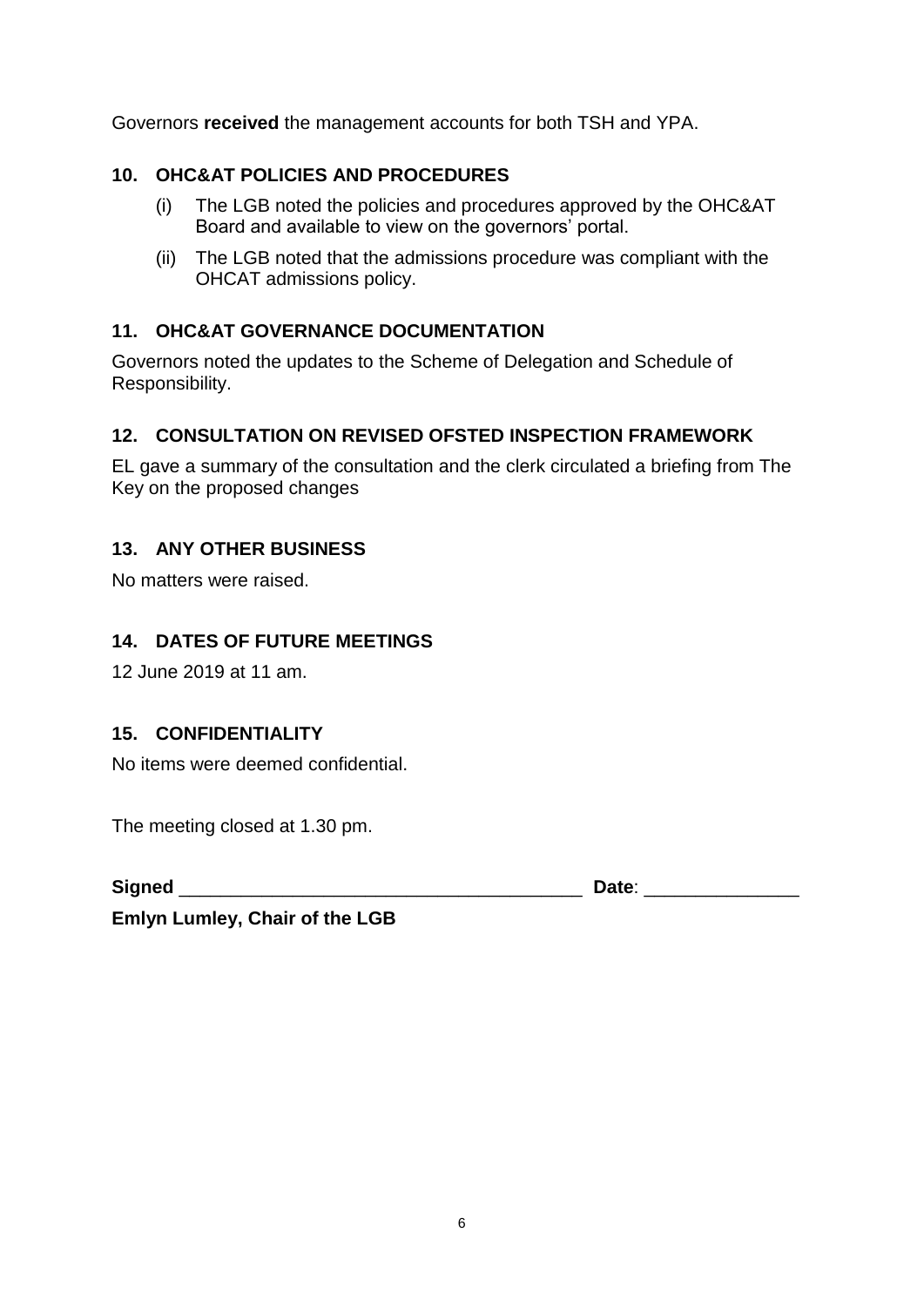Governors **received** the management accounts for both TSH and YPA.

## 10. OHC&AT POLICIES AND PROCEDURES

(i) The LGB noted the policies and procedures approved by the OHC&AT Board and available to view on the governors' portal.

(ii) The LGB noted that the admissions procedure was compliant with the OHCAT admissions policy.

## 11. OHC&AT GOVERNANCE DOCUMENTATION

Governors noted the updates to the Scheme of Delegation and Schedule of Responsibility.

## 12. CONSULTATION ON REVISED OFSTED INSPECTION FRAMEWORK

EL gave a summary of the consultation and the clerk circulated a briefing from The Key on the proposed changes

## 13. ANY OTHER BUSINESS

No matters were raised.

## 14. DATES OF FUTURE MEETINGS

12 June 2019 at 11 am.

## 15. CONFIDENTIALITY

No items were deemed confidential.

The meeting closed at 1.30 pm.

**Signed** _______________________________________ **Date**: _______________

**Emlyn Lumley, Chair of the LGB**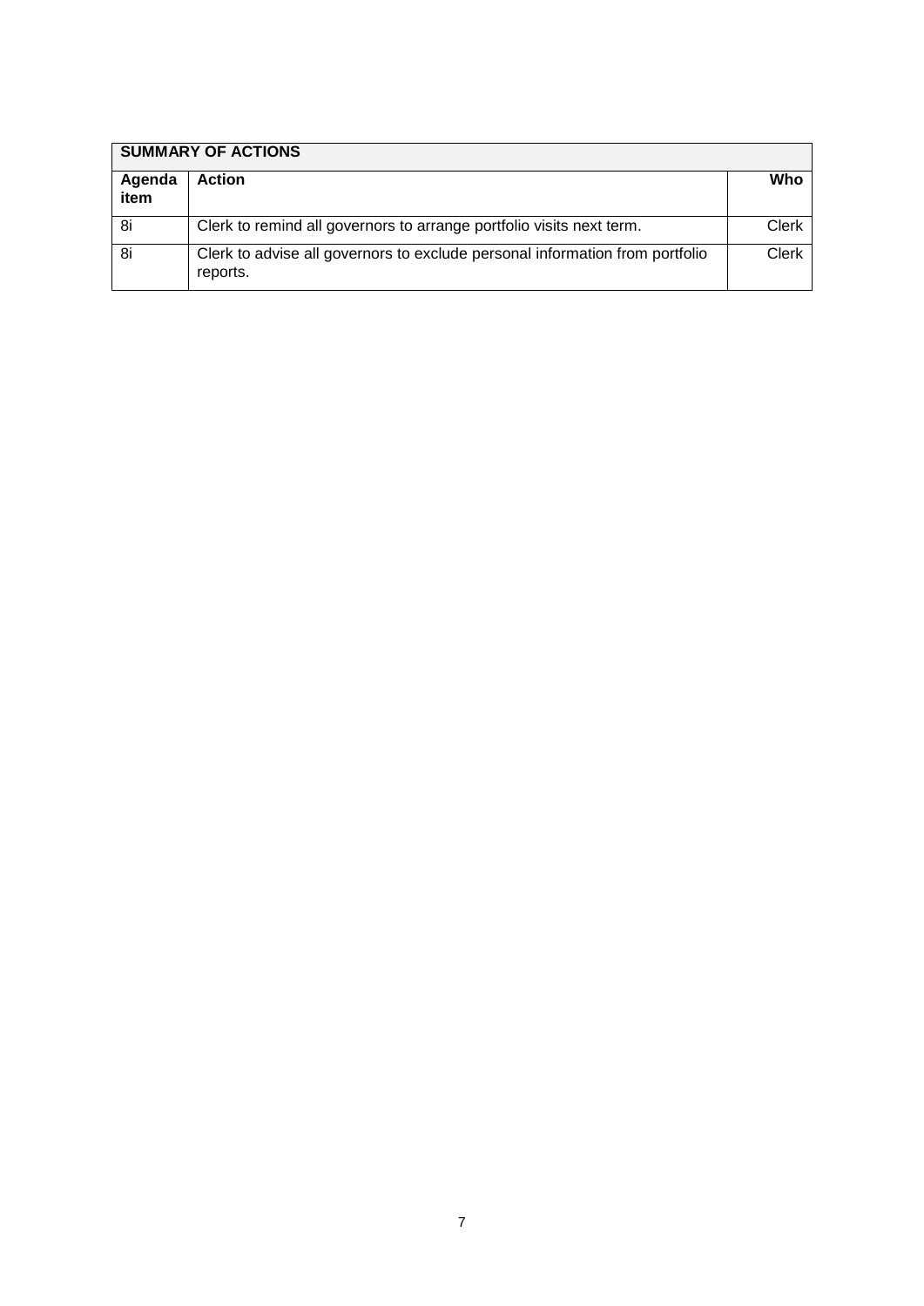| SUMMARY OF ACTIONS | | |
|---|---|---|
| **Agenda item** | **Action** | **Who** |
| 8i | Clerk to remind all governors to arrange portfolio visits next term. | Clerk |
| 8i | Clerk to advise all governors to exclude personal information from portfolio reports. | Clerk |